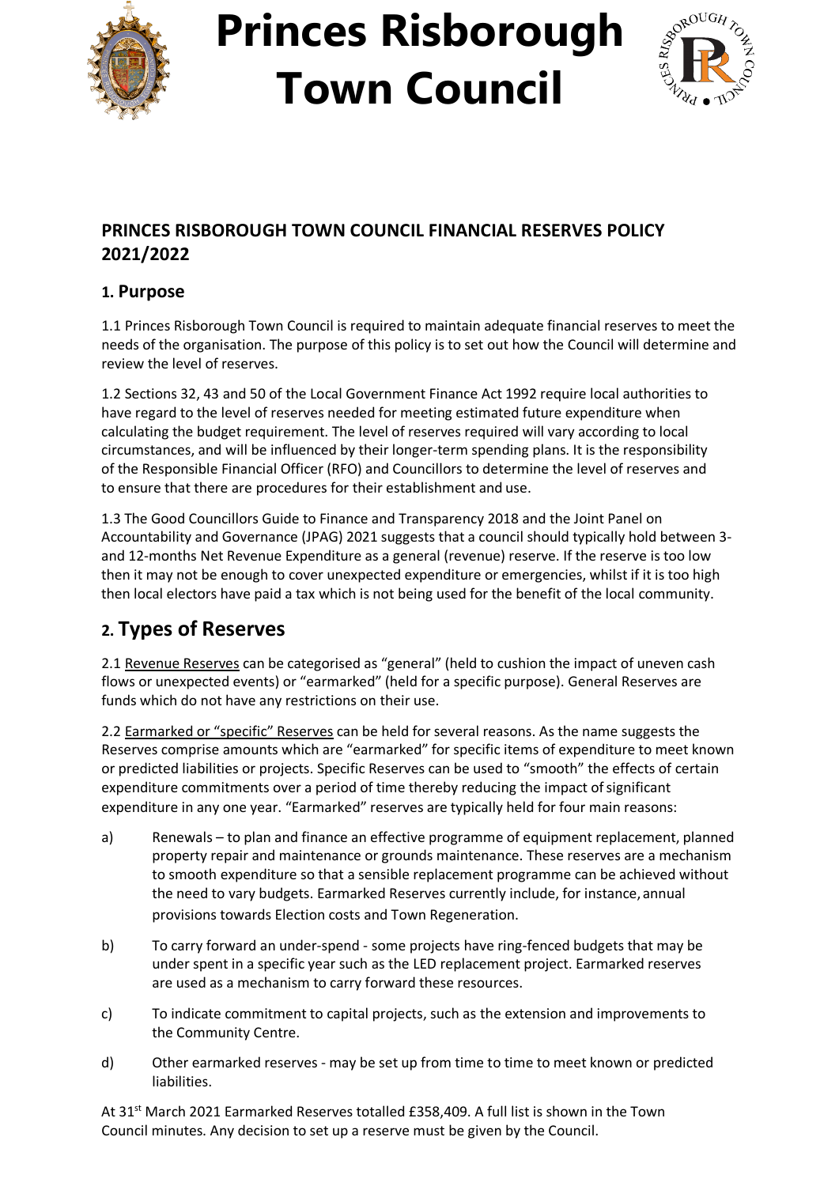# Princes Risborough Town Council

## PRINCES RISBOROUGH TOWN COUNCIL FINANCIAL RESERVES POLICY 2021/2022

### 1. Purpose

1.1 Princes Risborough Town Council is required to maintain adequate financial reserves to meet the needs of the organisation. The purpose of this policy is to set out how the Council will determine and review the level of reserves.

1.2 Sections 32, 43 and 50 of the Local Government Finance Act 1992 require local authorities to have regard to the level of reserves needed for meeting estimated future expenditure when calculating the budget requirement. The level of reserves required will vary according to local circumstances, and will be influenced by their longer-term spending plans. It is the responsibility of the Responsible Financial Officer (RFO) and Councillors to determine the level of reserves and to ensure that there are procedures for their establishment and use.

1.3 The Good Councillors Guide to Finance and Transparency 2018 and the Joint Panel on Accountability and Governance (JPAG) 2021 suggests that a council should typically hold between 3- and 12-months Net Revenue Expenditure as a general (revenue) reserve. If the reserve is too low then it may not be enough to cover unexpected expenditure or emergencies, whilst if it is too high then local electors have paid a tax which is not being used for the benefit of the local community.

## 2. Types of Reserves

2.1 Revenue Reserves can be categorised as "general" (held to cushion the impact of uneven cash flows or unexpected events) or "earmarked" (held for a specific purpose). General Reserves are funds which do not have any restrictions on their use.

2.2 Earmarked or "specific" Reserves can be held for several reasons. As the name suggests the Reserves comprise amounts which are "earmarked" for specific items of expenditure to meet known or predicted liabilities or projects. Specific Reserves can be used to "smooth" the effects of certain expenditure commitments over a period of time thereby reducing the impact of significant expenditure in any one year. "Earmarked" reserves are typically held for four main reasons:

a) Renewals – to plan and finance an effective programme of equipment replacement, planned property repair and maintenance or grounds maintenance. These reserves are a mechanism to smooth expenditure so that a sensible replacement programme can be achieved without the need to vary budgets. Earmarked Reserves currently include, for instance, annual provisions towards Election costs and Town Regeneration.

b) To carry forward an under-spend - some projects have ring-fenced budgets that may be under spent in a specific year such as the LED replacement project. Earmarked reserves are used as a mechanism to carry forward these resources.

c) To indicate commitment to capital projects, such as the extension and improvements to the Community Centre.

d) Other earmarked reserves - may be set up from time to time to meet known or predicted liabilities.

At 31st March 2021 Earmarked Reserves totalled £358,409. A full list is shown in the Town Council minutes. Any decision to set up a reserve must be given by the Council.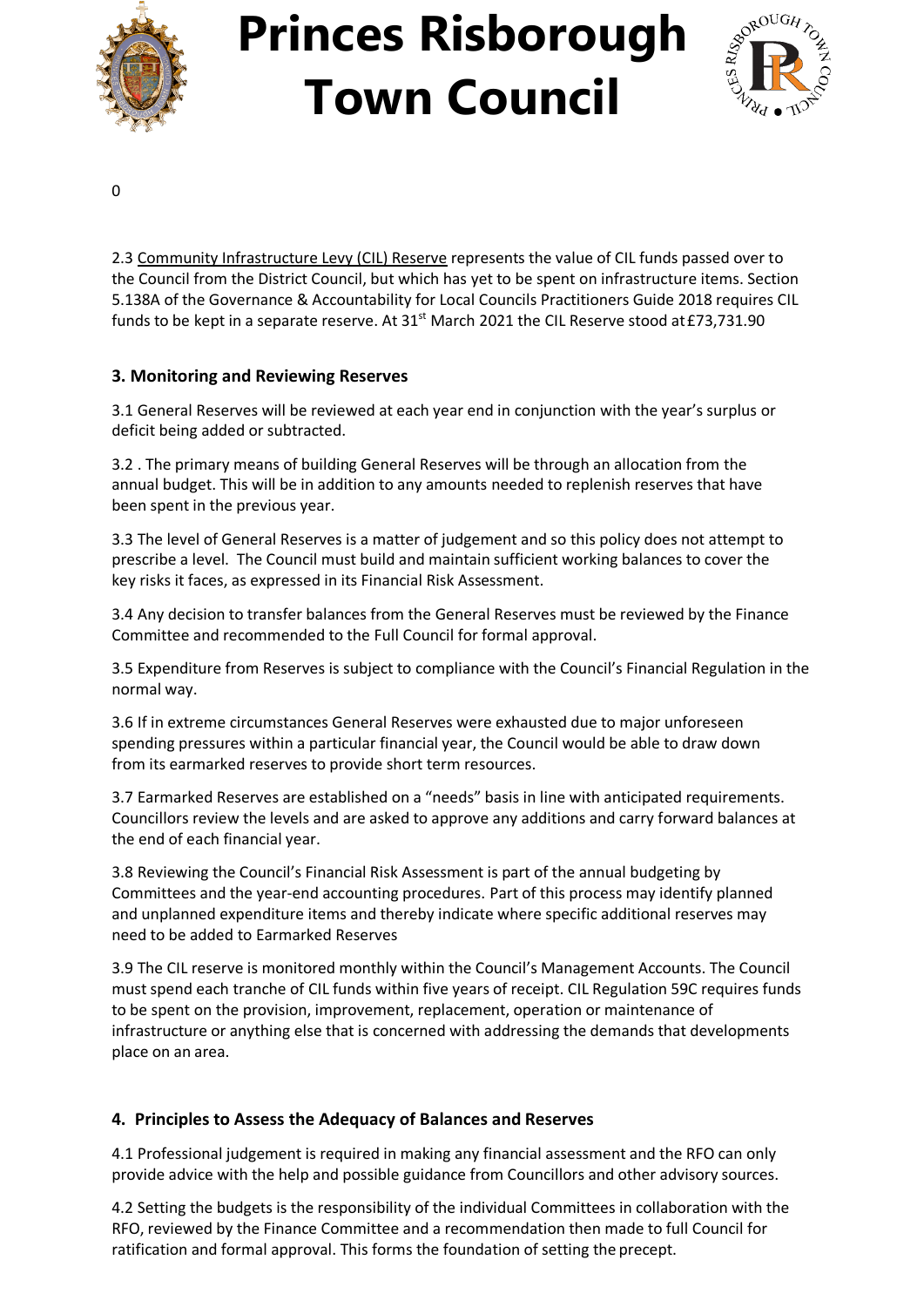0

2.3 Community Infrastructure Levy (CIL) Reserve represents the value of CIL funds passed over to the Council from the District Council, but which has yet to be spent on infrastructure items. Section 5.138A of the Governance & Accountability for Local Councils Practitioners Guide 2018 requires CIL funds to be kept in a separate reserve. At 31st March 2021 the CIL Reserve stood at £73,731.90

### 3. Monitoring and Reviewing Reserves

3.1 General Reserves will be reviewed at each year end in conjunction with the year's surplus or deficit being added or subtracted.

3.2 . The primary means of building General Reserves will be through an allocation from the annual budget. This will be in addition to any amounts needed to replenish reserves that have been spent in the previous year.

3.3 The level of General Reserves is a matter of judgement and so this policy does not attempt to prescribe a level. The Council must build and maintain sufficient working balances to cover the key risks it faces, as expressed in its Financial Risk Assessment.

3.4 Any decision to transfer balances from the General Reserves must be reviewed by the Finance Committee and recommended to the Full Council for formal approval.

3.5 Expenditure from Reserves is subject to compliance with the Council's Financial Regulation in the normal way.

3.6 If in extreme circumstances General Reserves were exhausted due to major unforeseen spending pressures within a particular financial year, the Council would be able to draw down from its earmarked reserves to provide short term resources.

3.7 Earmarked Reserves are established on a "needs" basis in line with anticipated requirements. Councillors review the levels and are asked to approve any additions and carry forward balances at the end of each financial year.

3.8 Reviewing the Council's Financial Risk Assessment is part of the annual budgeting by Committees and the year-end accounting procedures. Part of this process may identify planned and unplanned expenditure items and thereby indicate where specific additional reserves may need to be added to Earmarked Reserves

3.9 The CIL reserve is monitored monthly within the Council's Management Accounts. The Council must spend each tranche of CIL funds within five years of receipt. CIL Regulation 59C requires funds to be spent on the provision, improvement, replacement, operation or maintenance of infrastructure or anything else that is concerned with addressing the demands that developments place on an area.

### 4. Principles to Assess the Adequacy of Balances and Reserves

4.1 Professional judgement is required in making any financial assessment and the RFO can only provide advice with the help and possible guidance from Councillors and other advisory sources.

4.2 Setting the budgets is the responsibility of the individual Committees in collaboration with the RFO, reviewed by the Finance Committee and a recommendation then made to full Council for ratification and formal approval. This forms the foundation of setting the precept.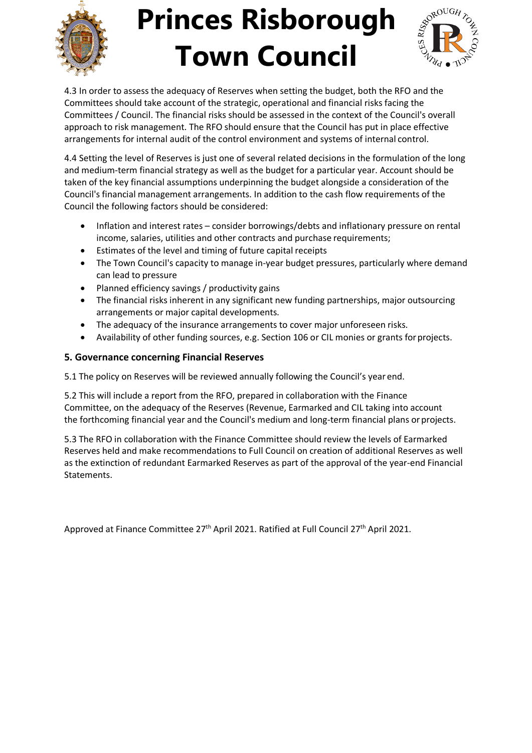4.3 In order to assess the adequacy of Reserves when setting the budget, both the RFO and the Committees should take account of the strategic, operational and financial risks facing the Committees / Council. The financial risks should be assessed in the context of the Council's overall approach to risk management. The RFO should ensure that the Council has put in place effective arrangements for internal audit of the control environment and systems of internal control.

4.4 Setting the level of Reserves is just one of several related decisions in the formulation of the long and medium-term financial strategy as well as the budget for a particular year. Account should be taken of the key financial assumptions underpinning the budget alongside a consideration of the Council's financial management arrangements. In addition to the cash flow requirements of the Council the following factors should be considered:

- Inflation and interest rates – consider borrowings/debts and inflationary pressure on rental income, salaries, utilities and other contracts and purchase requirements;
- Estimates of the level and timing of future capital receipts
- The Town Council's capacity to manage in-year budget pressures, particularly where demand can lead to pressure
- Planned efficiency savings / productivity gains
- The financial risks inherent in any significant new funding partnerships, major outsourcing arrangements or major capital developments.
- The adequacy of the insurance arrangements to cover major unforeseen risks.
- Availability of other funding sources, e.g. Section 106 or CIL monies or grants for projects.

## 5. Governance concerning Financial Reserves

5.1 The policy on Reserves will be reviewed annually following the Council's year end.

5.2 This will include a report from the RFO, prepared in collaboration with the Finance Committee, on the adequacy of the Reserves (Revenue, Earmarked and CIL taking into account the forthcoming financial year and the Council's medium and long-term financial plans or projects.

5.3 The RFO in collaboration with the Finance Committee should review the levels of Earmarked Reserves held and make recommendations to Full Council on creation of additional Reserves as well as the extinction of redundant Earmarked Reserves as part of the approval of the year-end Financial Statements.

Approved at Finance Committee 27th April 2021. Ratified at Full Council 27th April 2021.